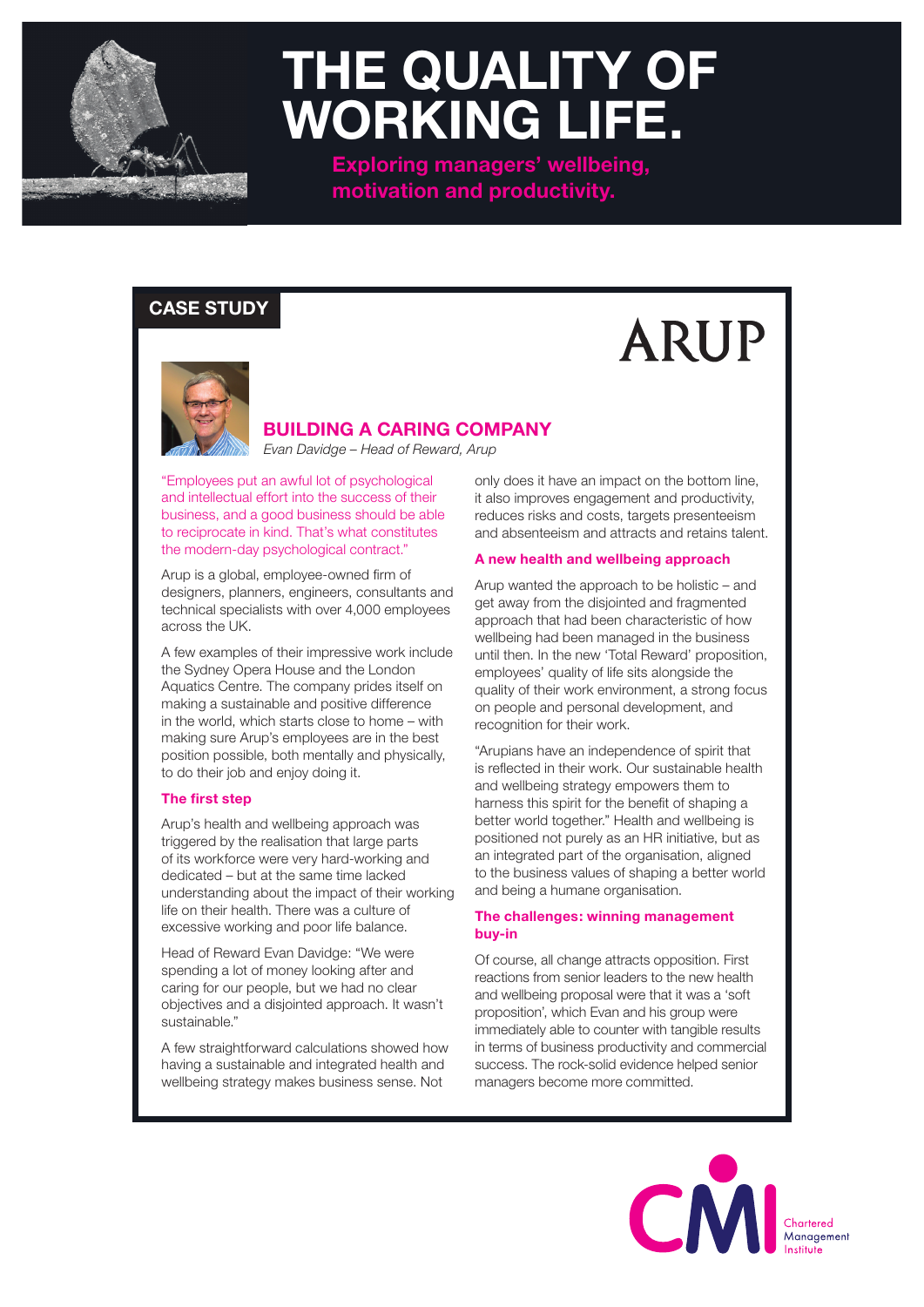# THE QUALITY OF WORKING LIFE.

**Exploring managers' wellbeing, motivation and productivity.**

## CASE STUDY

ARUP

## BUILDING A CARING COMPANY

*Evan Davidge – Head of Reward, Arup*

"Employees put an awful lot of psychological and intellectual effort into the success of their business, and a good business should be able to reciprocate in kind. That's what constitutes the modern-day psychological contract."

Arup is a global, employee-owned firm of designers, planners, engineers, consultants and technical specialists with over 4,000 employees across the UK.

A few examples of their impressive work include the Sydney Opera House and the London Aquatics Centre. The company prides itself on making a sustainable and positive difference in the world, which starts close to home – with making sure Arup's employees are in the best position possible, both mentally and physically, to do their job and enjoy doing it.

### The first step

Arup's health and wellbeing approach was triggered by the realisation that large parts of its workforce were very hard-working and dedicated – but at the same time lacked understanding about the impact of their working life on their health. There was a culture of excessive working and poor life balance.

Head of Reward Evan Davidge: "We were spending a lot of money looking after and caring for our people, but we had no clear objectives and a disjointed approach. It wasn't sustainable."

A few straightforward calculations showed how having a sustainable and integrated health and wellbeing strategy makes business sense. Not only does it have an impact on the bottom line, it also improves engagement and productivity, reduces risks and costs, targets presenteeism and absenteeism and attracts and retains talent.

### A new health and wellbeing approach

Arup wanted the approach to be holistic – and get away from the disjointed and fragmented approach that had been characteristic of how wellbeing had been managed in the business until then. In the new 'Total Reward' proposition, employees' quality of life sits alongside the quality of their work environment, a strong focus on people and personal development, and recognition for their work.

"Arupians have an independence of spirit that is reflected in their work. Our sustainable health and wellbeing strategy empowers them to harness this spirit for the benefit of shaping a better world together." Health and wellbeing is positioned not purely as an HR initiative, but as an integrated part of the organisation, aligned to the business values of shaping a better world and being a humane organisation.

### The challenges: winning management buy-in

Of course, all change attracts opposition. First reactions from senior leaders to the new health and wellbeing proposal were that it was a 'soft proposition', which Evan and his group were immediately able to counter with tangible results in terms of business productivity and commercial success. The rock-solid evidence helped senior managers become more committed.

CMI Chartered Management Institute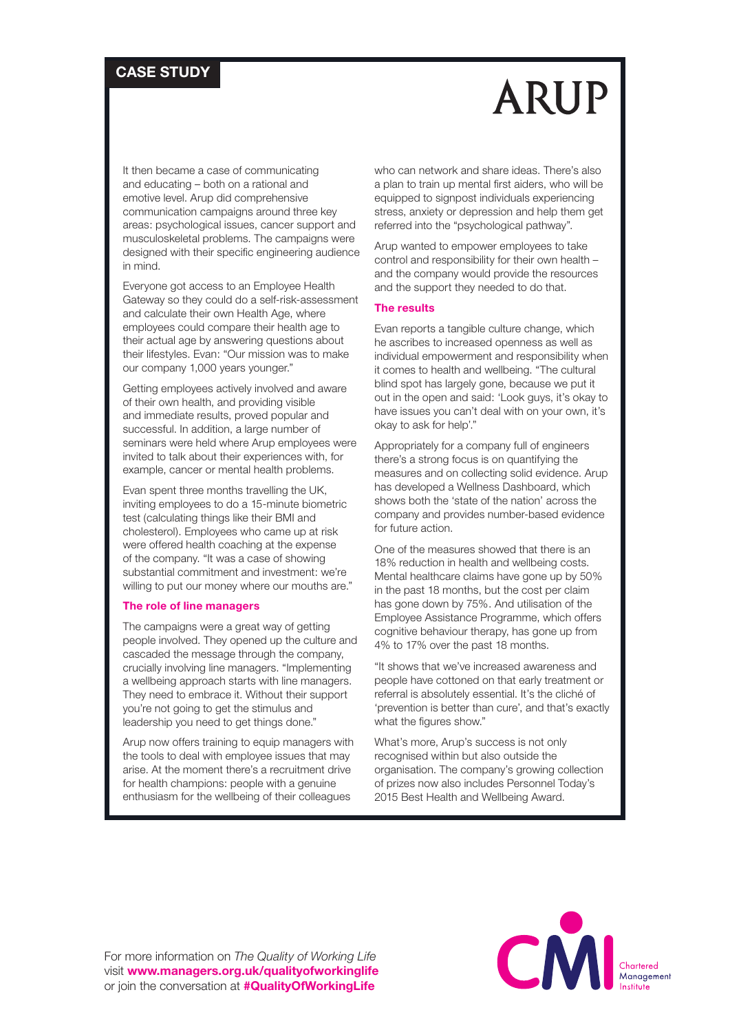CASE STUDY

# ARUP

It then became a case of communicating and educating – both on a rational and emotive level. Arup did comprehensive communication campaigns around three key areas: psychological issues, cancer support and musculoskeletal problems. The campaigns were designed with their specific engineering audience in mind.

Everyone got access to an Employee Health Gateway so they could do a self-risk-assessment and calculate their own Health Age, where employees could compare their health age to their actual age by answering questions about their lifestyles. Evan: "Our mission was to make our company 1,000 years younger."

Getting employees actively involved and aware of their own health, and providing visible and immediate results, proved popular and successful. In addition, a large number of seminars were held where Arup employees were invited to talk about their experiences with, for example, cancer or mental health problems.

Evan spent three months travelling the UK, inviting employees to do a 15-minute biometric test (calculating things like their BMI and cholesterol). Employees who came up at risk were offered health coaching at the expense of the company. "It was a case of showing substantial commitment and investment: we're willing to put our money where our mouths are."

### The role of line managers

The campaigns were a great way of getting people involved. They opened up the culture and cascaded the message through the company, crucially involving line managers. "Implementing a wellbeing approach starts with line managers. They need to embrace it. Without their support you're not going to get the stimulus and leadership you need to get things done."

Arup now offers training to equip managers with the tools to deal with employee issues that may arise. At the moment there's a recruitment drive for health champions: people with a genuine enthusiasm for the wellbeing of their colleagues who can network and share ideas. There's also a plan to train up mental first aiders, who will be equipped to signpost individuals experiencing stress, anxiety or depression and help them get referred into the "psychological pathway".

Arup wanted to empower employees to take control and responsibility for their own health – and the company would provide the resources and the support they needed to do that.

### The results

Evan reports a tangible culture change, which he ascribes to increased openness as well as individual empowerment and responsibility when it comes to health and wellbeing. "The cultural blind spot has largely gone, because we put it out in the open and said: 'Look guys, it's okay to have issues you can't deal with on your own, it's okay to ask for help'."

Appropriately for a company full of engineers there's a strong focus is on quantifying the measures and on collecting solid evidence. Arup has developed a Wellness Dashboard, which shows both the 'state of the nation' across the company and provides number-based evidence for future action.

One of the measures showed that there is an 18% reduction in health and wellbeing costs. Mental healthcare claims have gone up by 50% in the past 18 months, but the cost per claim has gone down by 75%. And utilisation of the Employee Assistance Programme, which offers cognitive behaviour therapy, has gone up from 4% to 17% over the past 18 months.

"It shows that we've increased awareness and people have cottoned on that early treatment or referral is absolutely essential. It's the cliché of 'prevention is better than cure', and that's exactly what the figures show."

What's more, Arup's success is not only recognised within but also outside the organisation. The company's growing collection of prizes now also includes Personnel Today's 2015 Best Health and Wellbeing Award.

For more information on *The Quality of Working Life* visit **www.managers.org.uk/qualityofworkinglife** or join the conversation at **#QualityOfWorkingLife**

CMI Chartered Management Institute